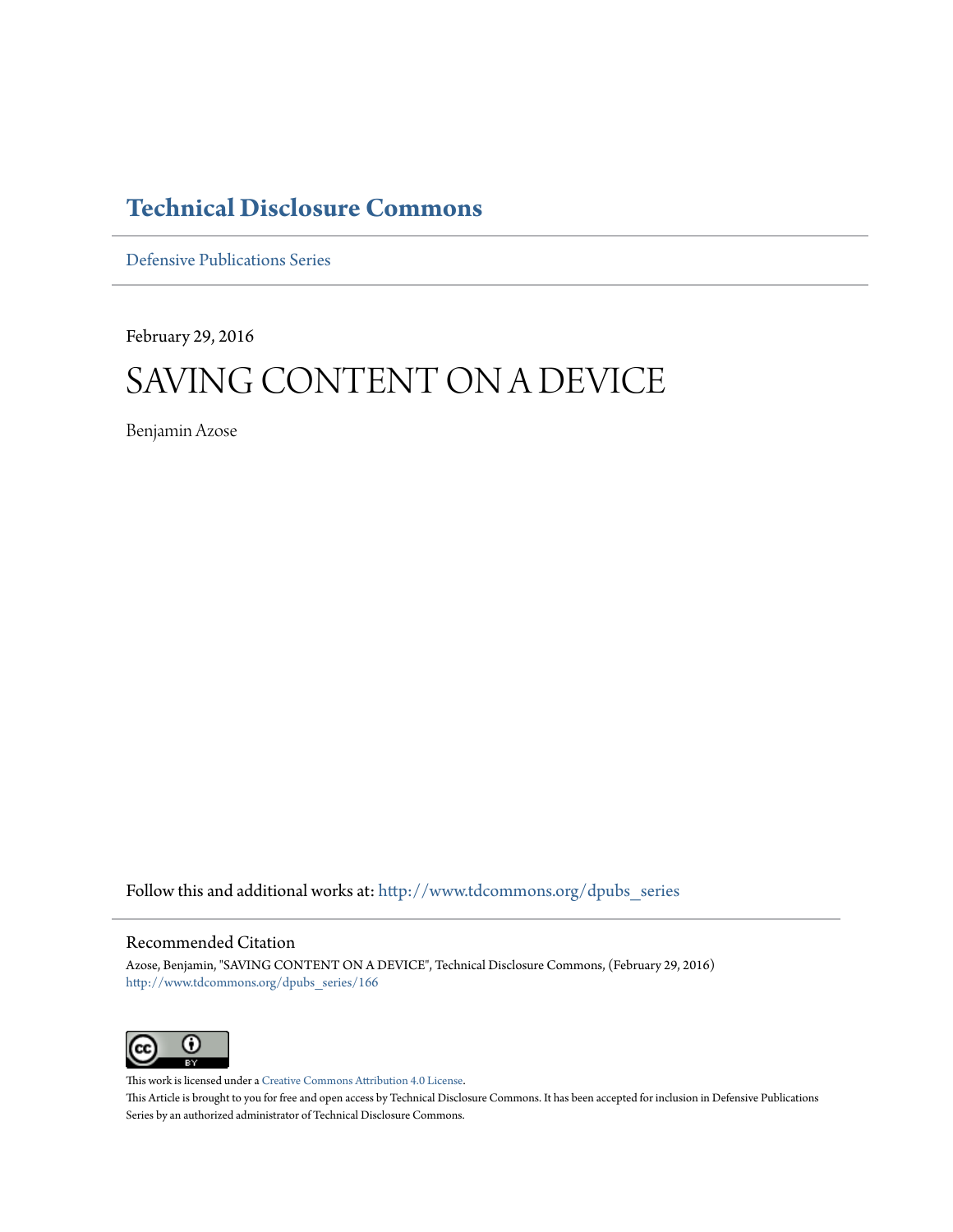# Technical Disclosure Commons

Defensive Publications Series

February 29, 2016

# SAVING CONTENT ON A DEVICE

Benjamin Azose

Follow this and additional works at: http://www.tdcommons.org/dpubs_series

## Recommended Citation

Azose, Benjamin, "SAVING CONTENT ON A DEVICE", Technical Disclosure Commons, (February 29, 2016)
http://www.tdcommons.org/dpubs_series/166

This work is licensed under a Creative Commons Attribution 4.0 License.
This Article is brought to you for free and open access by Technical Disclosure Commons. It has been accepted for inclusion in Defensive Publications Series by an authorized administrator of Technical Disclosure Commons.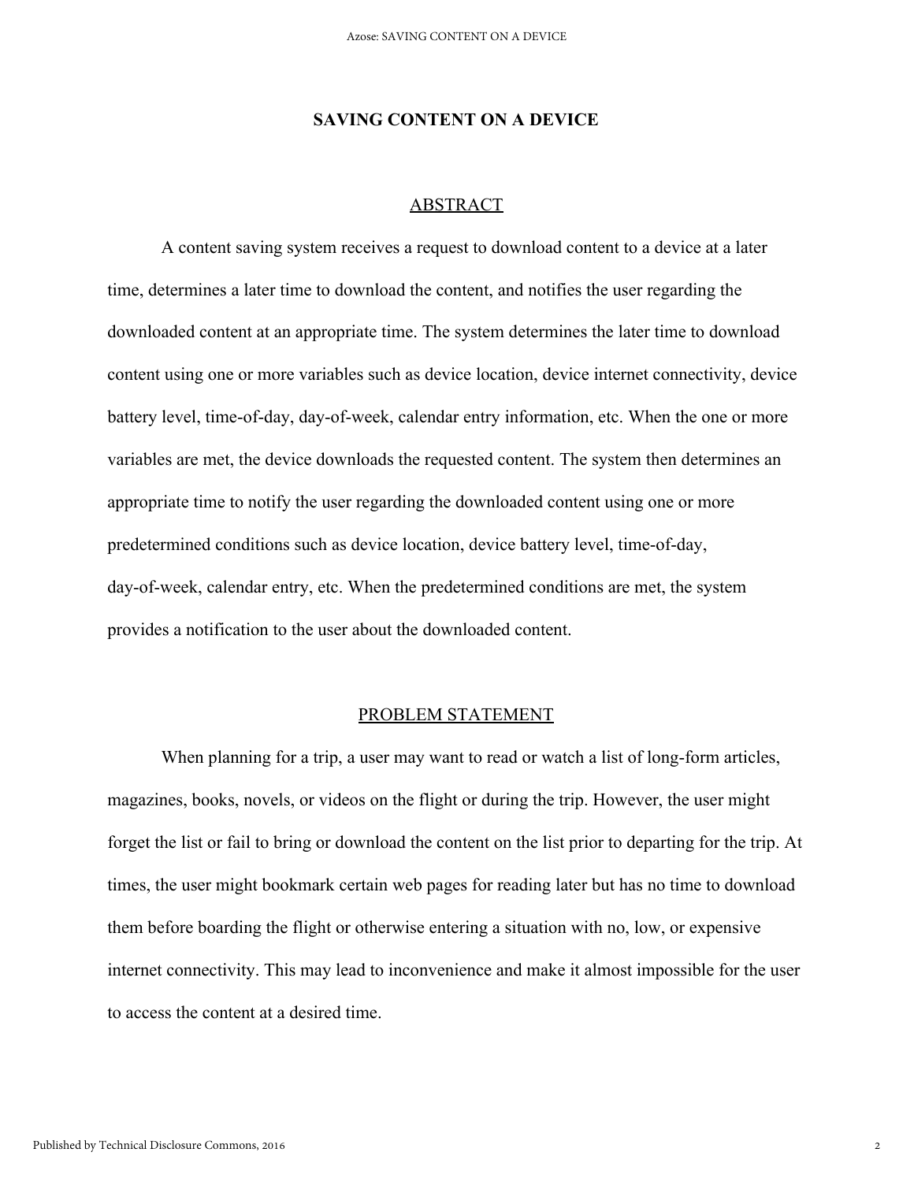# SAVING CONTENT ON A DEVICE

## ABSTRACT

A content saving system receives a request to download content to a device at a later time, determines a later time to download the content, and notifies the user regarding the downloaded content at an appropriate time. The system determines the later time to download content using one or more variables such as device location, device internet connectivity, device battery level, time-of-day, day-of-week, calendar entry information, etc. When the one or more variables are met, the device downloads the requested content. The system then determines an appropriate time to notify the user regarding the downloaded content using one or more predetermined conditions such as device location, device battery level, time-of-day, day-of-week, calendar entry, etc. When the predetermined conditions are met, the system provides a notification to the user about the downloaded content.

## PROBLEM STATEMENT

When planning for a trip, a user may want to read or watch a list of long-form articles, magazines, books, novels, or videos on the flight or during the trip. However, the user might forget the list or fail to bring or download the content on the list prior to departing for the trip. At times, the user might bookmark certain web pages for reading later but has no time to download them before boarding the flight or otherwise entering a situation with no, low, or expensive internet connectivity. This may lead to inconvenience and make it almost impossible for the user to access the content at a desired time.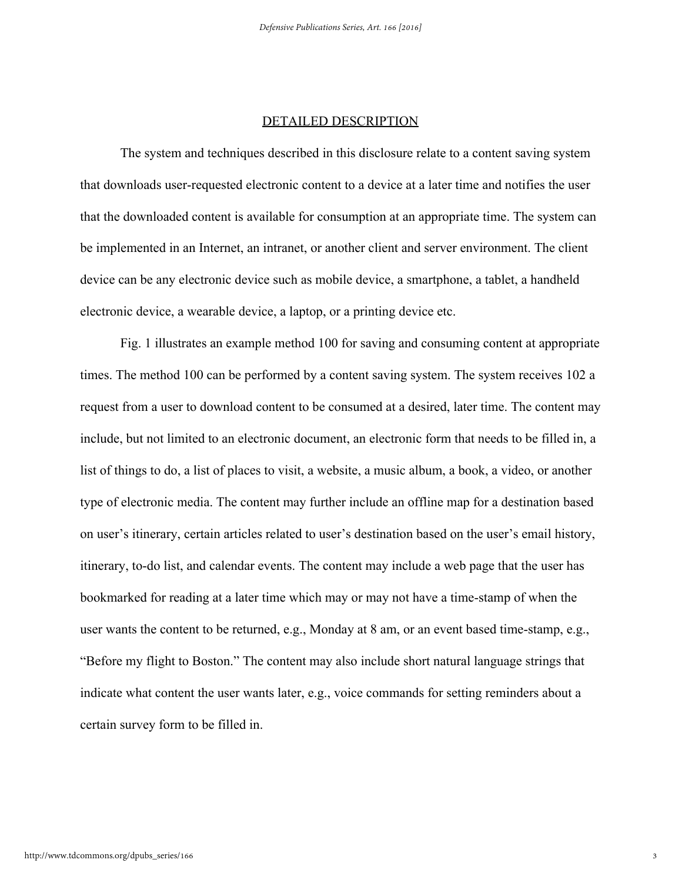## DETAILED DESCRIPTION

The system and techniques described in this disclosure relate to a content saving system that downloads user-requested electronic content to a device at a later time and notifies the user that the downloaded content is available for consumption at an appropriate time. The system can be implemented in an Internet, an intranet, or another client and server environment. The client device can be any electronic device such as mobile device, a smartphone, a tablet, a handheld electronic device, a wearable device, a laptop, or a printing device etc.

Fig. 1 illustrates an example method 100 for saving and consuming content at appropriate times. The method 100 can be performed by a content saving system. The system receives 102 a request from a user to download content to be consumed at a desired, later time. The content may include, but not limited to an electronic document, an electronic form that needs to be filled in, a list of things to do, a list of places to visit, a website, a music album, a book, a video, or another type of electronic media. The content may further include an offline map for a destination based on user's itinerary, certain articles related to user's destination based on the user's email history, itinerary, to-do list, and calendar events. The content may include a web page that the user has bookmarked for reading at a later time which may or may not have a time-stamp of when the user wants the content to be returned, e.g., Monday at 8 am, or an event based time-stamp, e.g., "Before my flight to Boston." The content may also include short natural language strings that indicate what content the user wants later, e.g., voice commands for setting reminders about a certain survey form to be filled in.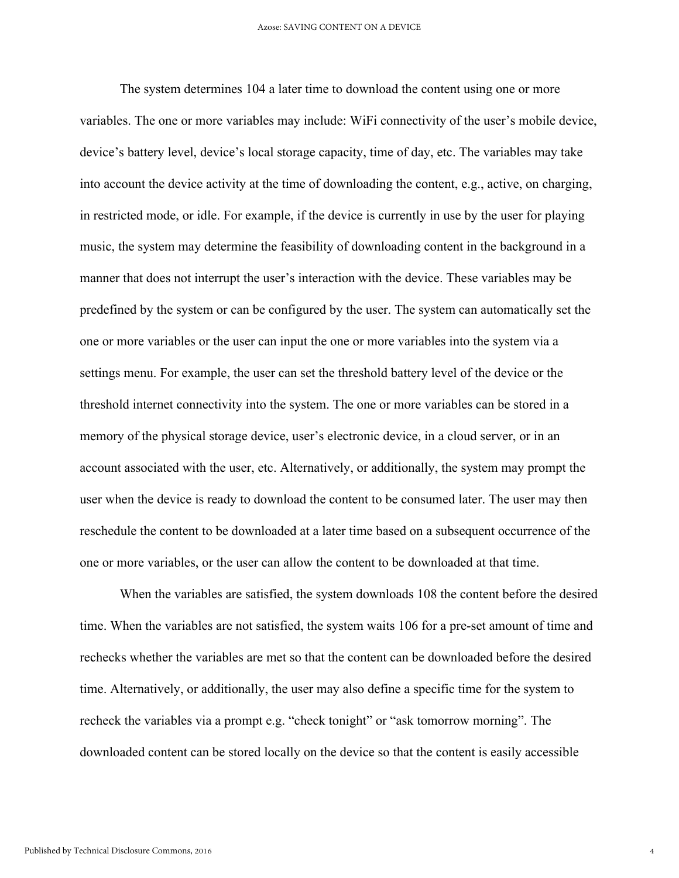The system determines 104 a later time to download the content using one or more variables. The one or more variables may include: WiFi connectivity of the user's mobile device, device's battery level, device's local storage capacity, time of day, etc. The variables may take into account the device activity at the time of downloading the content, e.g., active, on charging, in restricted mode, or idle. For example, if the device is currently in use by the user for playing music, the system may determine the feasibility of downloading content in the background in a manner that does not interrupt the user's interaction with the device. These variables may be predefined by the system or can be configured by the user. The system can automatically set the one or more variables or the user can input the one or more variables into the system via a settings menu. For example, the user can set the threshold battery level of the device or the threshold internet connectivity into the system. The one or more variables can be stored in a memory of the physical storage device, user's electronic device, in a cloud server, or in an account associated with the user, etc. Alternatively, or additionally, the system may prompt the user when the device is ready to download the content to be consumed later. The user may then reschedule the content to be downloaded at a later time based on a subsequent occurrence of the one or more variables, or the user can allow the content to be downloaded at that time.

When the variables are satisfied, the system downloads 108 the content before the desired time. When the variables are not satisfied, the system waits 106 for a pre-set amount of time and rechecks whether the variables are met so that the content can be downloaded before the desired time. Alternatively, or additionally, the user may also define a specific time for the system to recheck the variables via a prompt e.g. "check tonight" or "ask tomorrow morning". The downloaded content can be stored locally on the device so that the content is easily accessible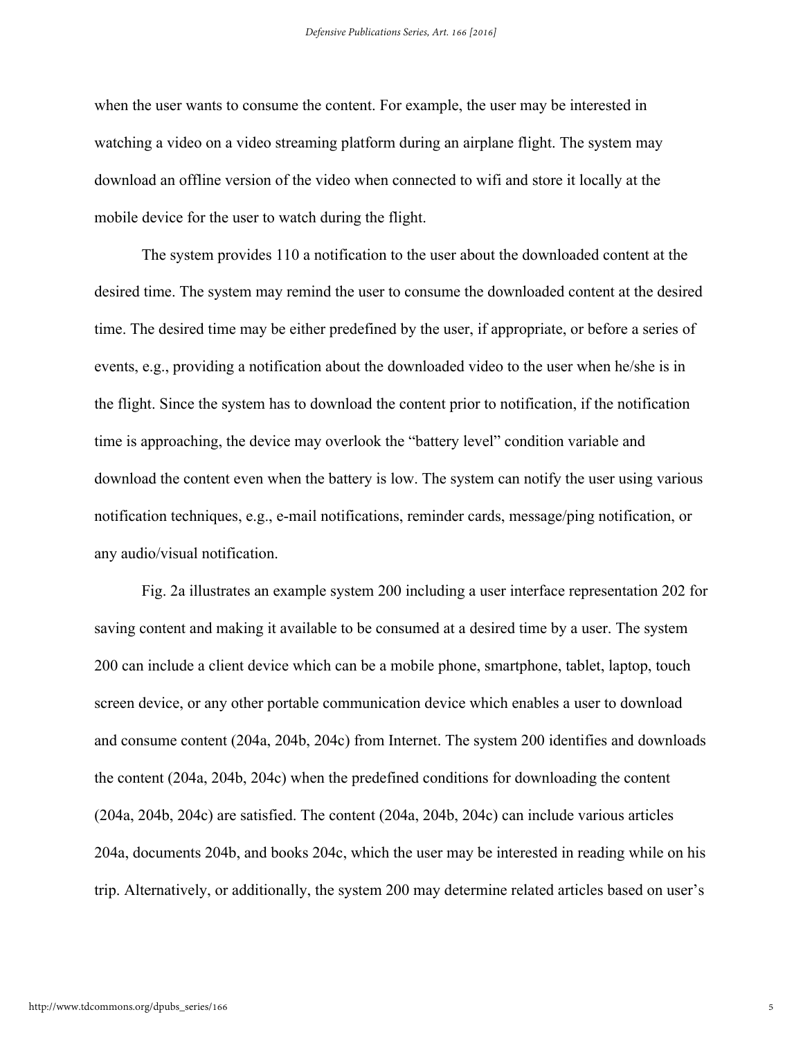when the user wants to consume the content. For example, the user may be interested in watching a video on a video streaming platform during an airplane flight. The system may download an offline version of the video when connected to wifi and store it locally at the mobile device for the user to watch during the flight.

The system provides 110 a notification to the user about the downloaded content at the desired time. The system may remind the user to consume the downloaded content at the desired time. The desired time may be either predefined by the user, if appropriate, or before a series of events, e.g., providing a notification about the downloaded video to the user when he/she is in the flight. Since the system has to download the content prior to notification, if the notification time is approaching, the device may overlook the "battery level" condition variable and download the content even when the battery is low. The system can notify the user using various notification techniques, e.g., e-mail notifications, reminder cards, message/ping notification, or any audio/visual notification.

Fig. 2a illustrates an example system 200 including a user interface representation 202 for saving content and making it available to be consumed at a desired time by a user. The system 200 can include a client device which can be a mobile phone, smartphone, tablet, laptop, touch screen device, or any other portable communication device which enables a user to download and consume content (204a, 204b, 204c) from Internet. The system 200 identifies and downloads the content (204a, 204b, 204c) when the predefined conditions for downloading the content (204a, 204b, 204c) are satisfied. The content (204a, 204b, 204c) can include various articles 204a, documents 204b, and books 204c, which the user may be interested in reading while on his trip. Alternatively, or additionally, the system 200 may determine related articles based on user's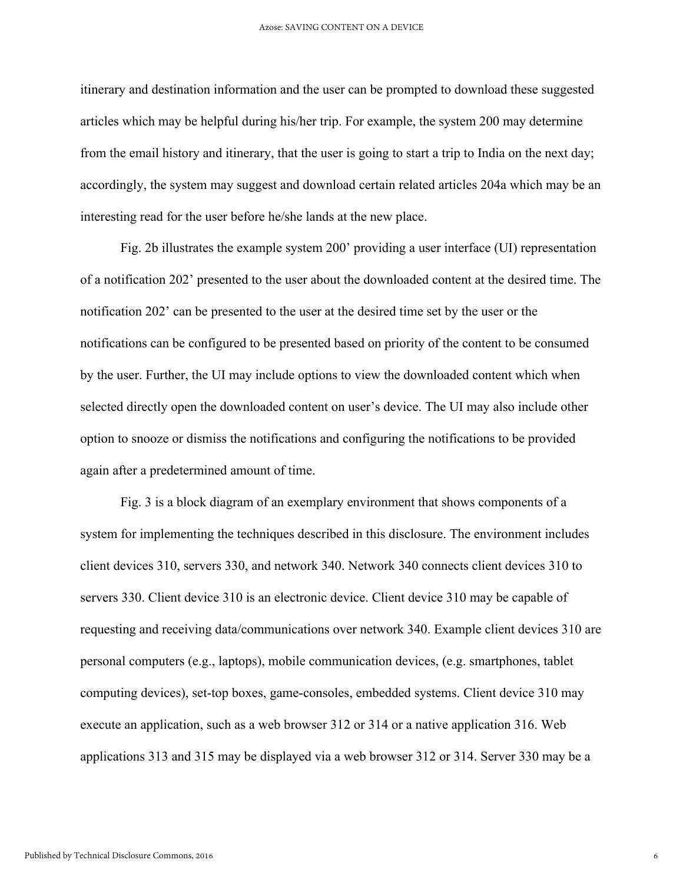itinerary and destination information and the user can be prompted to download these suggested articles which may be helpful during his/her trip. For example, the system 200 may determine from the email history and itinerary, that the user is going to start a trip to India on the next day; accordingly, the system may suggest and download certain related articles 204a which may be an interesting read for the user before he/she lands at the new place.

Fig. 2b illustrates the example system 200’ providing a user interface (UI) representation of a notification 202’ presented to the user about the downloaded content at the desired time. The notification 202’ can be presented to the user at the desired time set by the user or the notifications can be configured to be presented based on priority of the content to be consumed by the user. Further, the UI may include options to view the downloaded content which when selected directly open the downloaded content on user’s device. The UI may also include other option to snooze or dismiss the notifications and configuring the notifications to be provided again after a predetermined amount of time.

Fig. 3 is a block diagram of an exemplary environment that shows components of a system for implementing the techniques described in this disclosure. The environment includes client devices 310, servers 330, and network 340. Network 340 connects client devices 310 to servers 330. Client device 310 is an electronic device. Client device 310 may be capable of requesting and receiving data/communications over network 340. Example client devices 310 are personal computers (e.g., laptops), mobile communication devices, (e.g. smartphones, tablet computing devices), set-top boxes, game-consoles, embedded systems. Client device 310 may execute an application, such as a web browser 312 or 314 or a native application 316. Web applications 313 and 315 may be displayed via a web browser 312 or 314. Server 330 may be a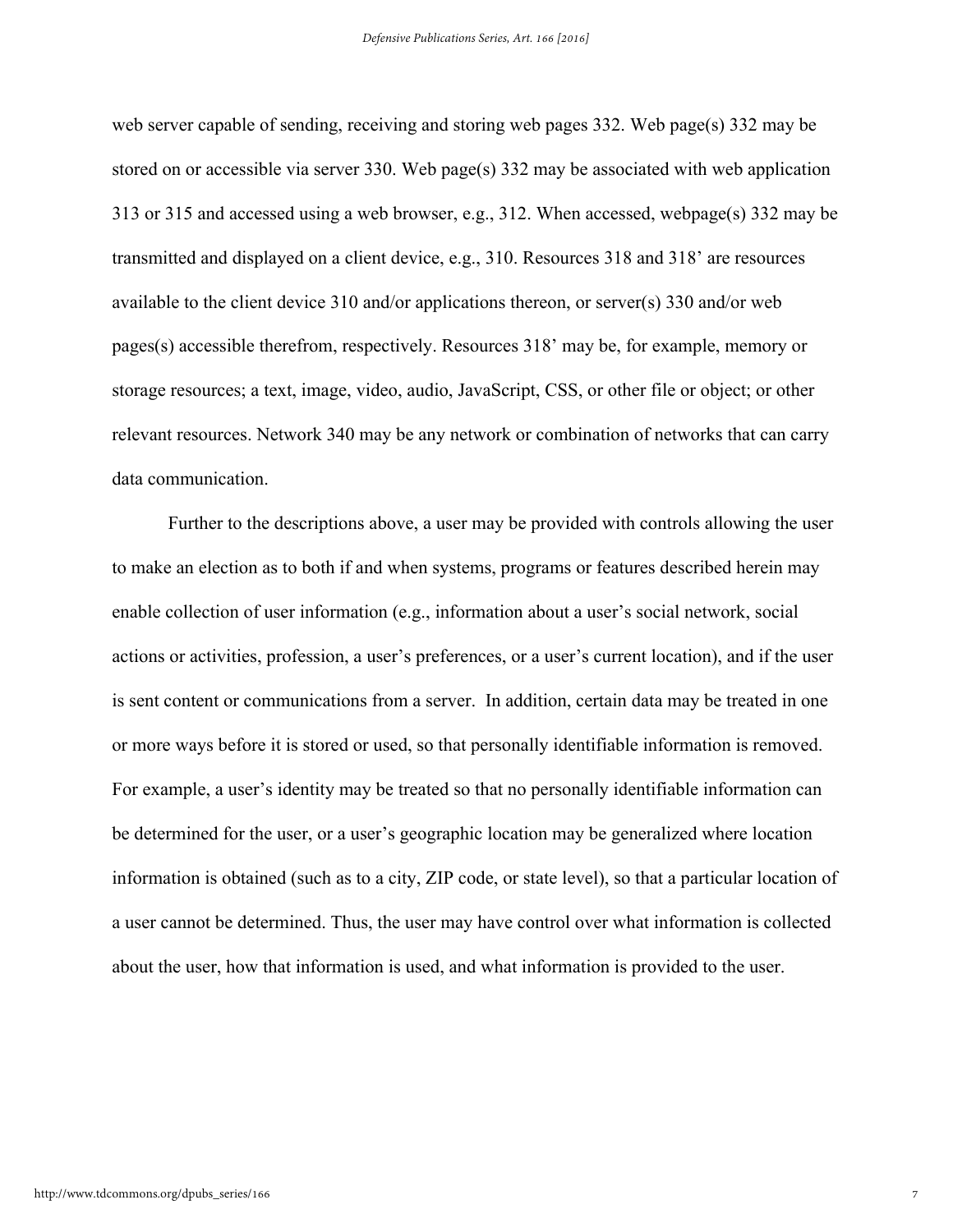web server capable of sending, receiving and storing web pages 332. Web page(s) 332 may be stored on or accessible via server 330. Web page(s) 332 may be associated with web application 313 or 315 and accessed using a web browser, e.g., 312. When accessed, webpage(s) 332 may be transmitted and displayed on a client device, e.g., 310. Resources 318 and 318' are resources available to the client device 310 and/or applications thereon, or server(s) 330 and/or web pages(s) accessible therefrom, respectively. Resources 318' may be, for example, memory or storage resources; a text, image, video, audio, JavaScript, CSS, or other file or object; or other relevant resources. Network 340 may be any network or combination of networks that can carry data communication.

Further to the descriptions above, a user may be provided with controls allowing the user to make an election as to both if and when systems, programs or features described herein may enable collection of user information (e.g., information about a user's social network, social actions or activities, profession, a user's preferences, or a user's current location), and if the user is sent content or communications from a server. In addition, certain data may be treated in one or more ways before it is stored or used, so that personally identifiable information is removed. For example, a user's identity may be treated so that no personally identifiable information can be determined for the user, or a user's geographic location may be generalized where location information is obtained (such as to a city, ZIP code, or state level), so that a particular location of a user cannot be determined. Thus, the user may have control over what information is collected about the user, how that information is used, and what information is provided to the user.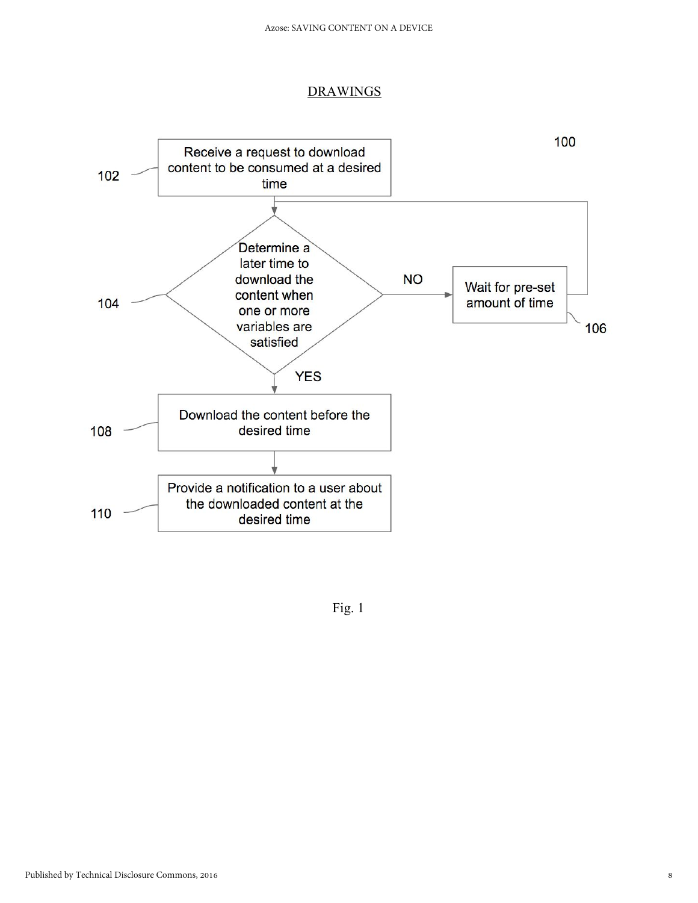## DRAWINGS

100

102 — Receive a request to download content to be consumed at a desired time

104 — Determine a later time to download the content when one or more variables are satisfied

NO → 106 — Wait for pre-set amount of time

YES

108 — Download the content before the desired time

110 — Provide a notification to a user about the downloaded content at the desired time

Fig. 1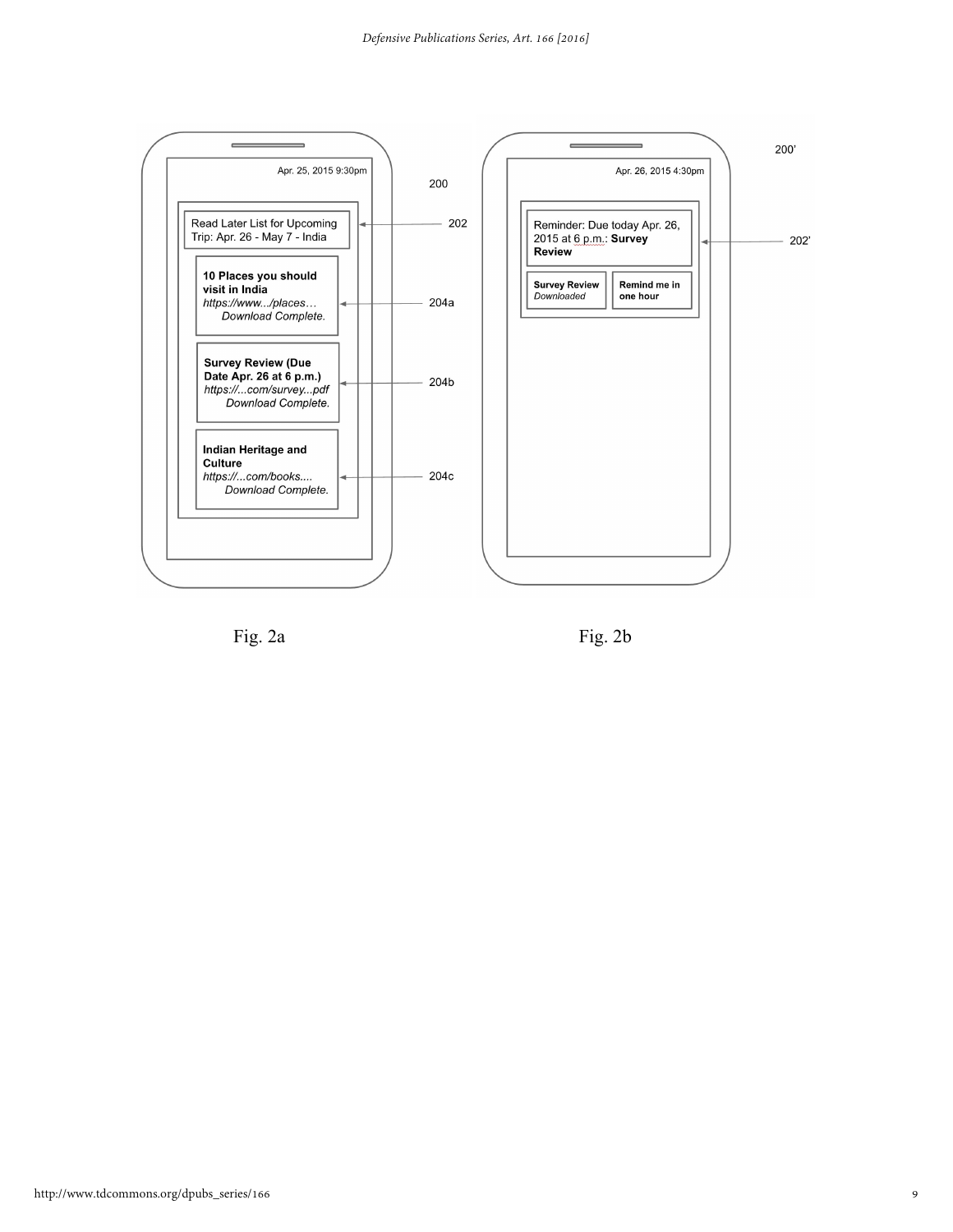Apr. 25, 2015 9:30pm

200

Read Later List for Upcoming Trip: Apr. 26 - May 7 - India — 202

**10 Places you should visit in India**
*https://www.../places…*
*Download Complete.* — 204a

**Survey Review (Due Date Apr. 26 at 6 p.m.)**
*https://...com/survey...pdf*
*Download Complete.* — 204b

**Indian Heritage and Culture**
*https://...com/books....*
*Download Complete.* — 204c

Fig. 2a

200'

Apr. 26, 2015 4:30pm

Reminder: Due today Apr. 26, 2015 at 6 p.m.: **Survey Review** — 202'

**Survey Review** *Downloaded*

**Remind me in one hour**

Fig. 2b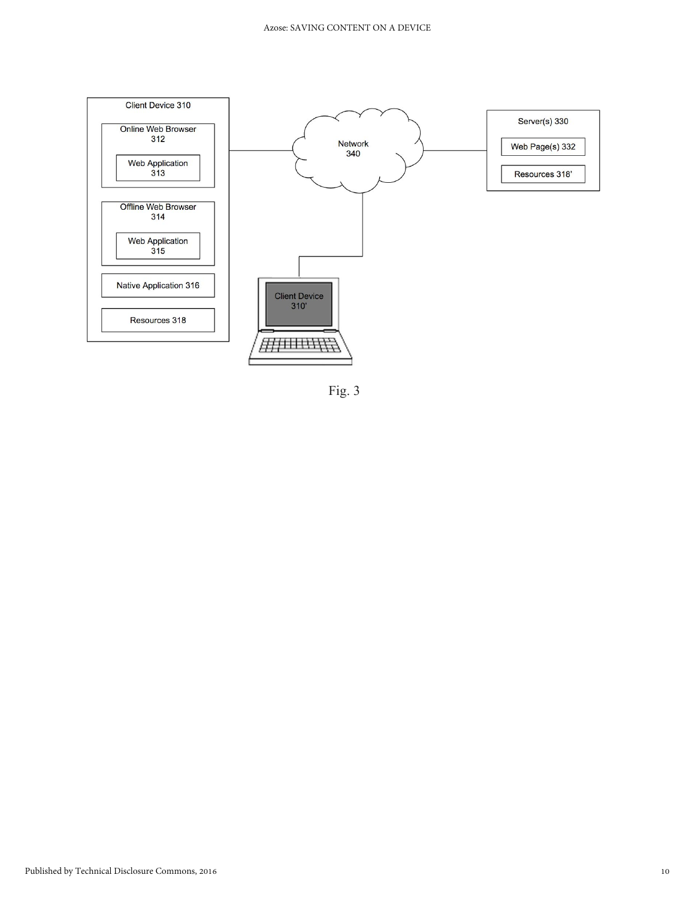Client Device 310

Online Web Browser 312

Web Application 313

Offline Web Browser 314

Web Application 315

Native Application 316

Resources 318

Network 340

Server(s) 330

Web Page(s) 332

Resources 318'

Client Device 310'

Fig. 3